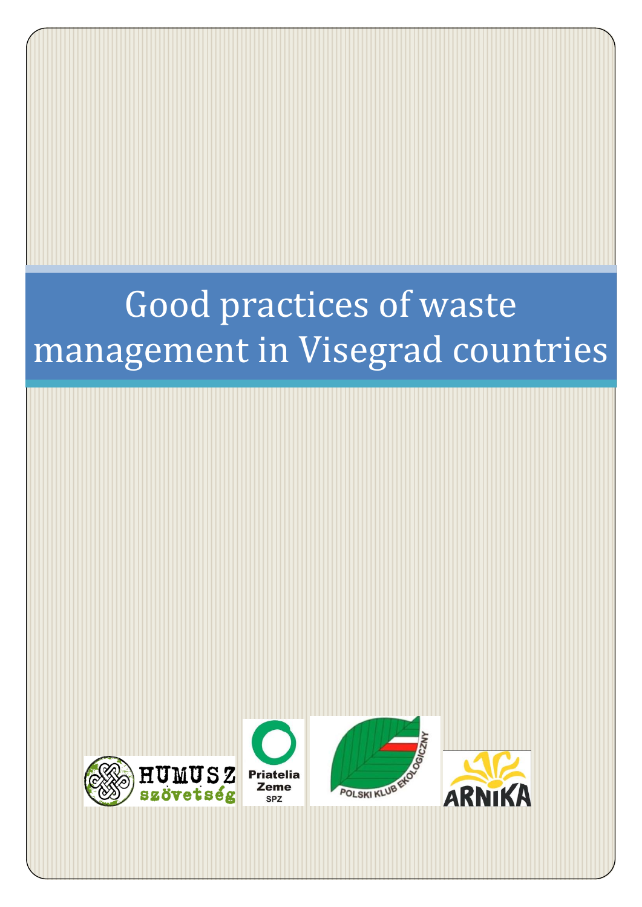# Good practices of waste management in Visegrad countries

HUMUSZ szövetség

Priatelia Zeme SPZ

POLSKI KLUB EKOLOGICZNY

ARNIKA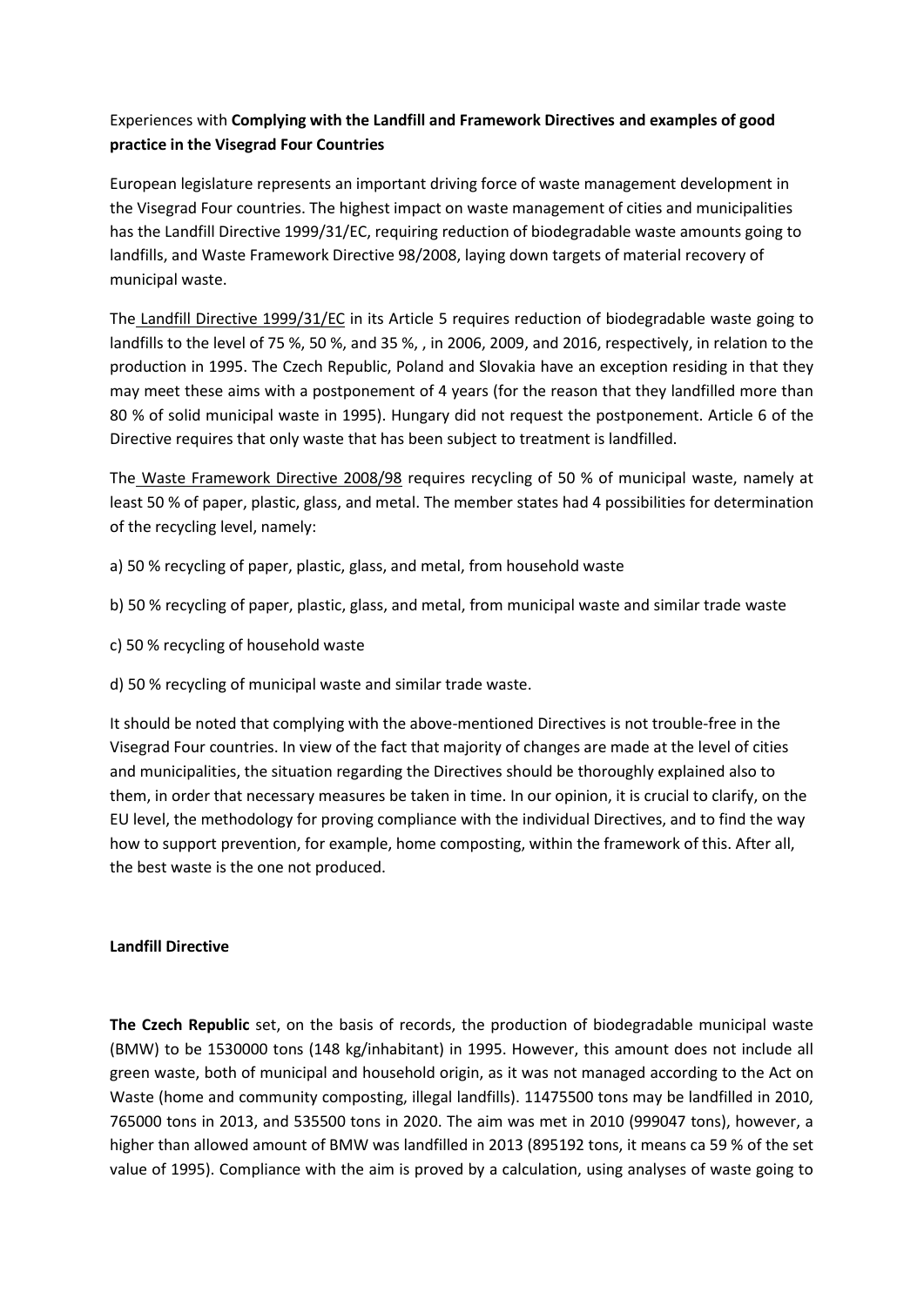Experiences with **Complying with the Landfill and Framework Directives and examples of good practice in the Visegrad Four Countries**

European legislature represents an important driving force of waste management development in the Visegrad Four countries. The highest impact on waste management of cities and municipalities has the Landfill Directive 1999/31/EC, requiring reduction of biodegradable waste amounts going to landfills, and Waste Framework Directive 98/2008, laying down targets of material recovery of municipal waste.

The Landfill Directive 1999/31/EC in its Article 5 requires reduction of biodegradable waste going to landfills to the level of 75 %, 50 %, and 35 %, , in 2006, 2009, and 2016, respectively, in relation to the production in 1995. The Czech Republic, Poland and Slovakia have an exception residing in that they may meet these aims with a postponement of 4 years (for the reason that they landfilled more than 80 % of solid municipal waste in 1995). Hungary did not request the postponement. Article 6 of the Directive requires that only waste that has been subject to treatment is landfilled.

The Waste Framework Directive 2008/98 requires recycling of 50 % of municipal waste, namely at least 50 % of paper, plastic, glass, and metal. The member states had 4 possibilities for determination of the recycling level, namely:

a) 50 % recycling of paper, plastic, glass, and metal, from household waste

b) 50 % recycling of paper, plastic, glass, and metal, from municipal waste and similar trade waste

c) 50 % recycling of household waste

d) 50 % recycling of municipal waste and similar trade waste.

It should be noted that complying with the above-mentioned Directives is not trouble-free in the Visegrad Four countries. In view of the fact that majority of changes are made at the level of cities and municipalities, the situation regarding the Directives should be thoroughly explained also to them, in order that necessary measures be taken in time. In our opinion, it is crucial to clarify, on the EU level, the methodology for proving compliance with the individual Directives, and to find the way how to support prevention, for example, home composting, within the framework of this. After all, the best waste is the one not produced.

**Landfill Directive**

**The Czech Republic** set, on the basis of records, the production of biodegradable municipal waste (BMW) to be 1530000 tons (148 kg/inhabitant) in 1995. However, this amount does not include all green waste, both of municipal and household origin, as it was not managed according to the Act on Waste (home and community composting, illegal landfills). 11475500 tons may be landfilled in 2010, 765000 tons in 2013, and 535500 tons in 2020. The aim was met in 2010 (999047 tons), however, a higher than allowed amount of BMW was landfilled in 2013 (895192 tons, it means ca 59 % of the set value of 1995). Compliance with the aim is proved by a calculation, using analyses of waste going to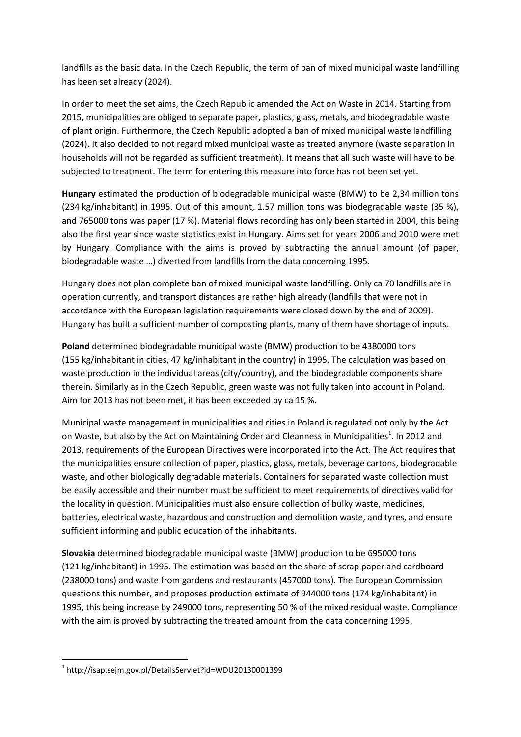landfills as the basic data. In the Czech Republic, the term of ban of mixed municipal waste landfilling has been set already (2024).

In order to meet the set aims, the Czech Republic amended the Act on Waste in 2014. Starting from 2015, municipalities are obliged to separate paper, plastics, glass, metals, and biodegradable waste of plant origin. Furthermore, the Czech Republic adopted a ban of mixed municipal waste landfilling (2024). It also decided to not regard mixed municipal waste as treated anymore (waste separation in households will not be regarded as sufficient treatment). It means that all such waste will have to be subjected to treatment. The term for entering this measure into force has not been set yet.

**Hungary** estimated the production of biodegradable municipal waste (BMW) to be 2,34 million tons (234 kg/inhabitant) in 1995. Out of this amount, 1.57 million tons was biodegradable waste (35 %), and 765000 tons was paper (17 %). Material flows recording has only been started in 2004, this being also the first year since waste statistics exist in Hungary. Aims set for years 2006 and 2010 were met by Hungary. Compliance with the aims is proved by subtracting the annual amount (of paper, biodegradable waste …) diverted from landfills from the data concerning 1995.

Hungary does not plan complete ban of mixed municipal waste landfilling. Only ca 70 landfills are in operation currently, and transport distances are rather high already (landfills that were not in accordance with the European legislation requirements were closed down by the end of 2009). Hungary has built a sufficient number of composting plants, many of them have shortage of inputs.

**Poland** determined biodegradable municipal waste (BMW) production to be 4380000 tons (155 kg/inhabitant in cities, 47 kg/inhabitant in the country) in 1995. The calculation was based on waste production in the individual areas (city/country), and the biodegradable components share therein. Similarly as in the Czech Republic, green waste was not fully taken into account in Poland. Aim for 2013 has not been met, it has been exceeded by ca 15 %.

Municipal waste management in municipalities and cities in Poland is regulated not only by the Act on Waste, but also by the Act on Maintaining Order and Cleanness in Municipalities[1]. In 2012 and 2013, requirements of the European Directives were incorporated into the Act. The Act requires that the municipalities ensure collection of paper, plastics, glass, metals, beverage cartons, biodegradable waste, and other biologically degradable materials. Containers for separated waste collection must be easily accessible and their number must be sufficient to meet requirements of directives valid for the locality in question. Municipalities must also ensure collection of bulky waste, medicines, batteries, electrical waste, hazardous and construction and demolition waste, and tyres, and ensure sufficient informing and public education of the inhabitants.

**Slovakia** determined biodegradable municipal waste (BMW) production to be 695000 tons (121 kg/inhabitant) in 1995. The estimation was based on the share of scrap paper and cardboard (238000 tons) and waste from gardens and restaurants (457000 tons). The European Commission questions this number, and proposes production estimate of 944000 tons (174 kg/inhabitant) in 1995, this being increase by 249000 tons, representing 50 % of the mixed residual waste. Compliance with the aim is proved by subtracting the treated amount from the data concerning 1995.

[1] http://isap.sejm.gov.pl/DetailsServlet?id=WDU20130001399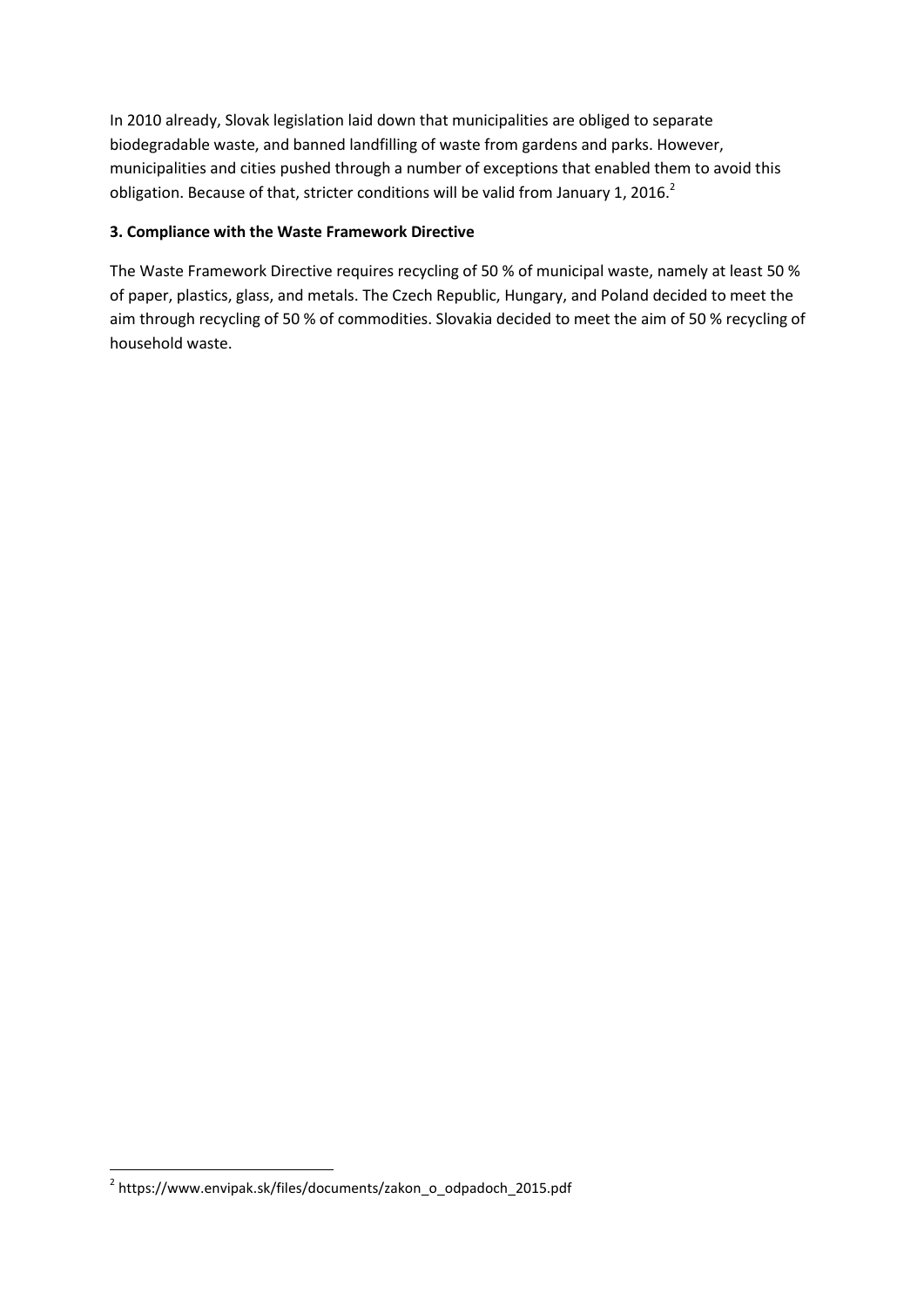In 2010 already, Slovak legislation laid down that municipalities are obliged to separate biodegradable waste, and banned landfilling of waste from gardens and parks. However, municipalities and cities pushed through a number of exceptions that enabled them to avoid this obligation. Because of that, stricter conditions will be valid from January 1, 2016.[2]

## 3. Compliance with the Waste Framework Directive

The Waste Framework Directive requires recycling of 50 % of municipal waste, namely at least 50 % of paper, plastics, glass, and metals. The Czech Republic, Hungary, and Poland decided to meet the aim through recycling of 50 % of commodities. Slovakia decided to meet the aim of 50 % recycling of household waste.

---

[2] https://www.envipak.sk/files/documents/zakon_o_odpadoch_2015.pdf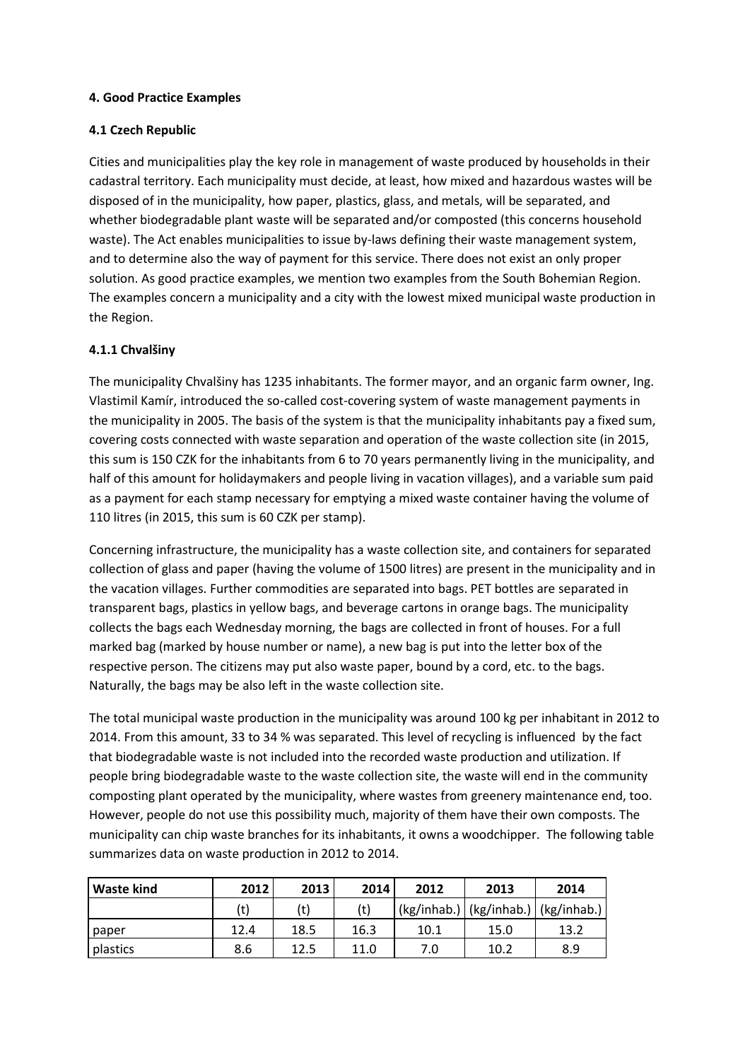## 4. Good Practice Examples

### 4.1 Czech Republic

Cities and municipalities play the key role in management of waste produced by households in their cadastral territory. Each municipality must decide, at least, how mixed and hazardous wastes will be disposed of in the municipality, how paper, plastics, glass, and metals, will be separated, and whether biodegradable plant waste will be separated and/or composted (this concerns household waste). The Act enables municipalities to issue by-laws defining their waste management system, and to determine also the way of payment for this service. There does not exist an only proper solution. As good practice examples, we mention two examples from the South Bohemian Region. The examples concern a municipality and a city with the lowest mixed municipal waste production in the Region.

#### 4.1.1 Chvalšiny

The municipality Chvalšiny has 1235 inhabitants. The former mayor, and an organic farm owner, Ing. Vlastimil Kamír, introduced the so-called cost-covering system of waste management payments in the municipality in 2005. The basis of the system is that the municipality inhabitants pay a fixed sum, covering costs connected with waste separation and operation of the waste collection site (in 2015, this sum is 150 CZK for the inhabitants from 6 to 70 years permanently living in the municipality, and half of this amount for holidaymakers and people living in vacation villages), and a variable sum paid as a payment for each stamp necessary for emptying a mixed waste container having the volume of 110 litres (in 2015, this sum is 60 CZK per stamp).

Concerning infrastructure, the municipality has a waste collection site, and containers for separated collection of glass and paper (having the volume of 1500 litres) are present in the municipality and in the vacation villages. Further commodities are separated into bags. PET bottles are separated in transparent bags, plastics in yellow bags, and beverage cartons in orange bags. The municipality collects the bags each Wednesday morning, the bags are collected in front of houses. For a full marked bag (marked by house number or name), a new bag is put into the letter box of the respective person. The citizens may put also waste paper, bound by a cord, etc. to the bags. Naturally, the bags may be also left in the waste collection site.

The total municipal waste production in the municipality was around 100 kg per inhabitant in 2012 to 2014. From this amount, 33 to 34 % was separated. This level of recycling is influenced by the fact that biodegradable waste is not included into the recorded waste production and utilization. If people bring biodegradable waste to the waste collection site, the waste will end in the community composting plant operated by the municipality, where wastes from greenery maintenance end, too. However, people do not use this possibility much, majority of them have their own composts. The municipality can chip waste branches for its inhabitants, it owns a woodchipper. The following table summarizes data on waste production in 2012 to 2014.

| Waste kind | 2012 | 2013 | 2014 | 2012 | 2013 | 2014 |
|---|---|---|---|---|---|---|
| | (t) | (t) | (t) | (kg/inhab.) | (kg/inhab.) | (kg/inhab.) |
| paper | 12.4 | 18.5 | 16.3 | 10.1 | 15.0 | 13.2 |
| plastics | 8.6 | 12.5 | 11.0 | 7.0 | 10.2 | 8.9 |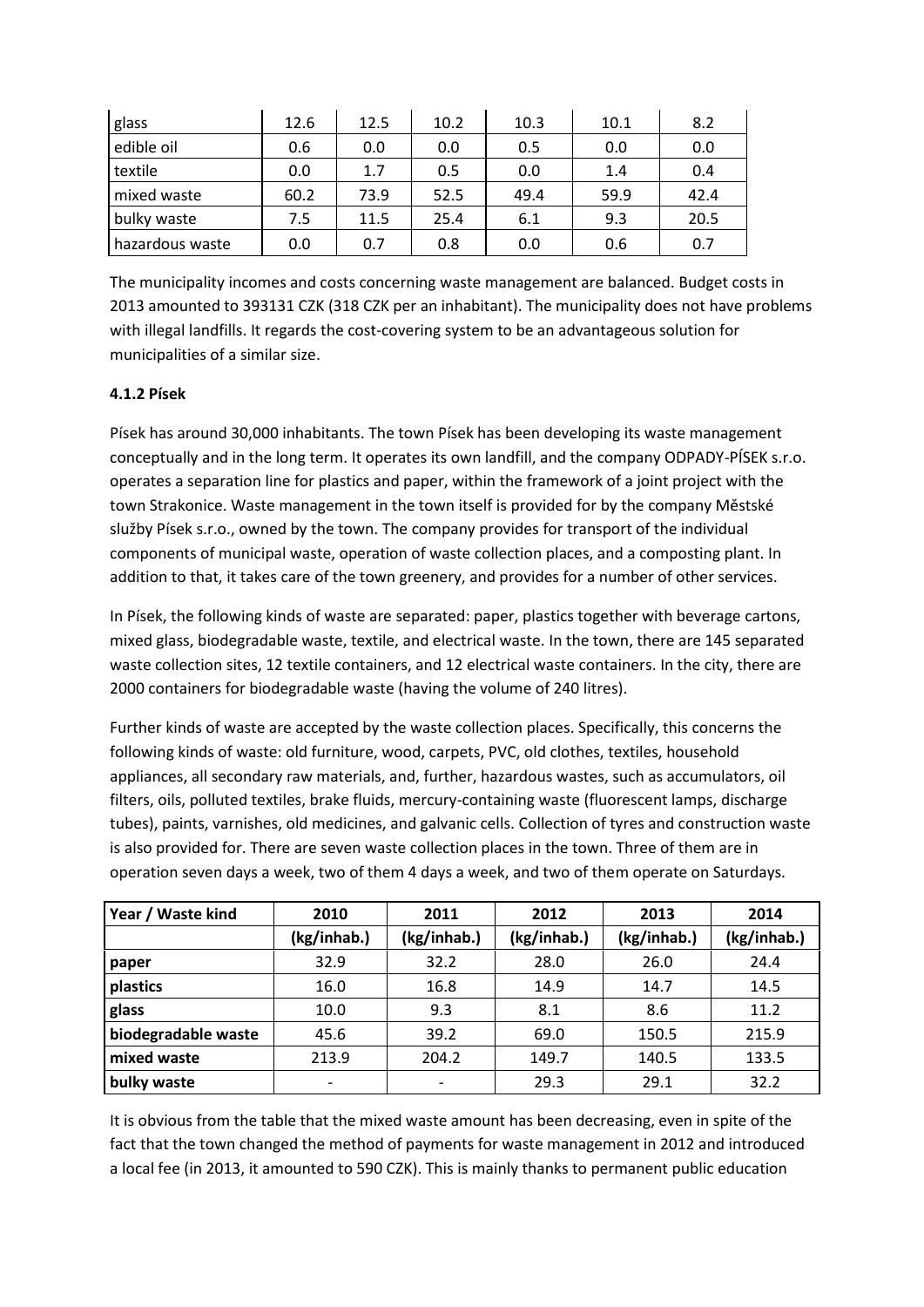| glass | 12.6 | 12.5 | 10.2 | 10.3 | 10.1 | 8.2 |
|---|---|---|---|---|---|---|
| edible oil | 0.6 | 0.0 | 0.0 | 0.5 | 0.0 | 0.0 |
| textile | 0.0 | 1.7 | 0.5 | 0.0 | 1.4 | 0.4 |
| mixed waste | 60.2 | 73.9 | 52.5 | 49.4 | 59.9 | 42.4 |
| bulky waste | 7.5 | 11.5 | 25.4 | 6.1 | 9.3 | 20.5 |
| hazardous waste | 0.0 | 0.7 | 0.8 | 0.0 | 0.6 | 0.7 |

The municipality incomes and costs concerning waste management are balanced. Budget costs in 2013 amounted to 393131 CZK (318 CZK per an inhabitant). The municipality does not have problems with illegal landfills. It regards the cost-covering system to be an advantageous solution for municipalities of a similar size.

**4.1.2 Písek**

Písek has around 30,000 inhabitants. The town Písek has been developing its waste management conceptually and in the long term. It operates its own landfill, and the company ODPADY-PÍSEK s.r.o. operates a separation line for plastics and paper, within the framework of a joint project with the town Strakonice. Waste management in the town itself is provided for by the company Městské služby Písek s.r.o., owned by the town. The company provides for transport of the individual components of municipal waste, operation of waste collection places, and a composting plant. In addition to that, it takes care of the town greenery, and provides for a number of other services.

In Písek, the following kinds of waste are separated: paper, plastics together with beverage cartons, mixed glass, biodegradable waste, textile, and electrical waste. In the town, there are 145 separated waste collection sites, 12 textile containers, and 12 electrical waste containers. In the city, there are 2000 containers for biodegradable waste (having the volume of 240 litres).

Further kinds of waste are accepted by the waste collection places. Specifically, this concerns the following kinds of waste: old furniture, wood, carpets, PVC, old clothes, textiles, household appliances, all secondary raw materials, and, further, hazardous wastes, such as accumulators, oil filters, oils, polluted textiles, brake fluids, mercury-containing waste (fluorescent lamps, discharge tubes), paints, varnishes, old medicines, and galvanic cells. Collection of tyres and construction waste is also provided for. There are seven waste collection places in the town. Three of them are in operation seven days a week, two of them 4 days a week, and two of them operate on Saturdays.

| Year / Waste kind | 2010 | 2011 | 2012 | 2013 | 2014 |
|---|---|---|---|---|---|
| | (kg/inhab.) | (kg/inhab.) | (kg/inhab.) | (kg/inhab.) | (kg/inhab.) |
| **paper** | 32.9 | 32.2 | 28.0 | 26.0 | 24.4 |
| **plastics** | 16.0 | 16.8 | 14.9 | 14.7 | 14.5 |
| **glass** | 10.0 | 9.3 | 8.1 | 8.6 | 11.2 |
| **biodegradable waste** | 45.6 | 39.2 | 69.0 | 150.5 | 215.9 |
| **mixed waste** | 213.9 | 204.2 | 149.7 | 140.5 | 133.5 |
| **bulky waste** | - | - | 29.3 | 29.1 | 32.2 |

It is obvious from the table that the mixed waste amount has been decreasing, even in spite of the fact that the town changed the method of payments for waste management in 2012 and introduced a local fee (in 2013, it amounted to 590 CZK). This is mainly thanks to permanent public education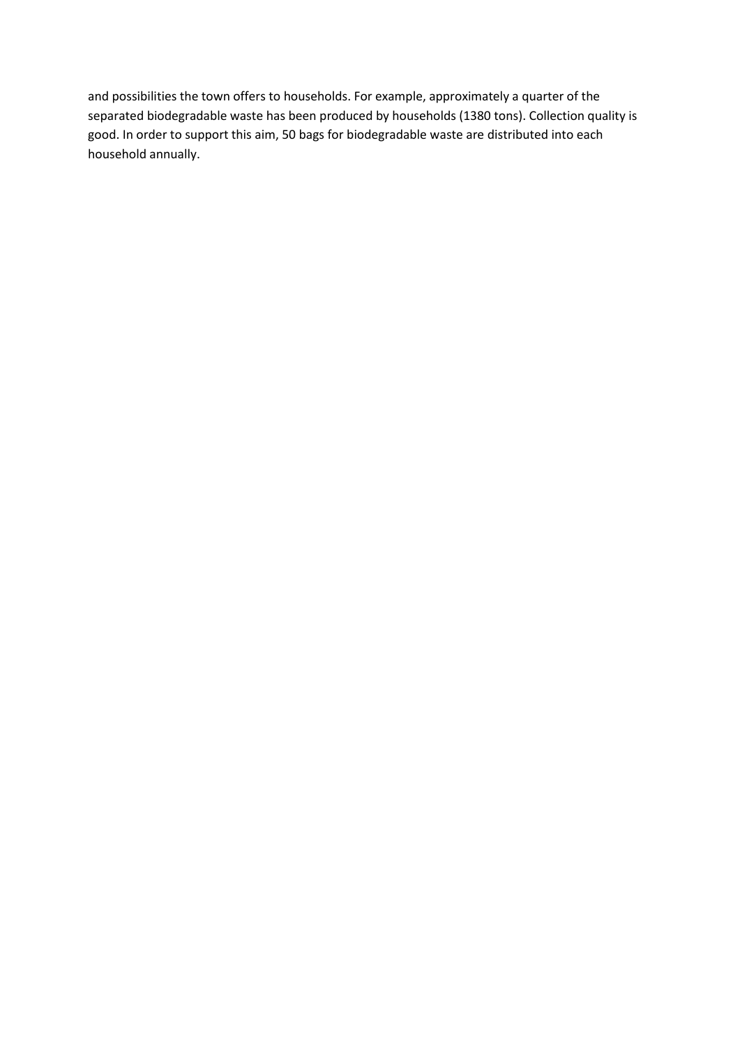and possibilities the town offers to households. For example, approximately a quarter of the separated biodegradable waste has been produced by households (1380 tons). Collection quality is good. In order to support this aim, 50 bags for biodegradable waste are distributed into each household annually.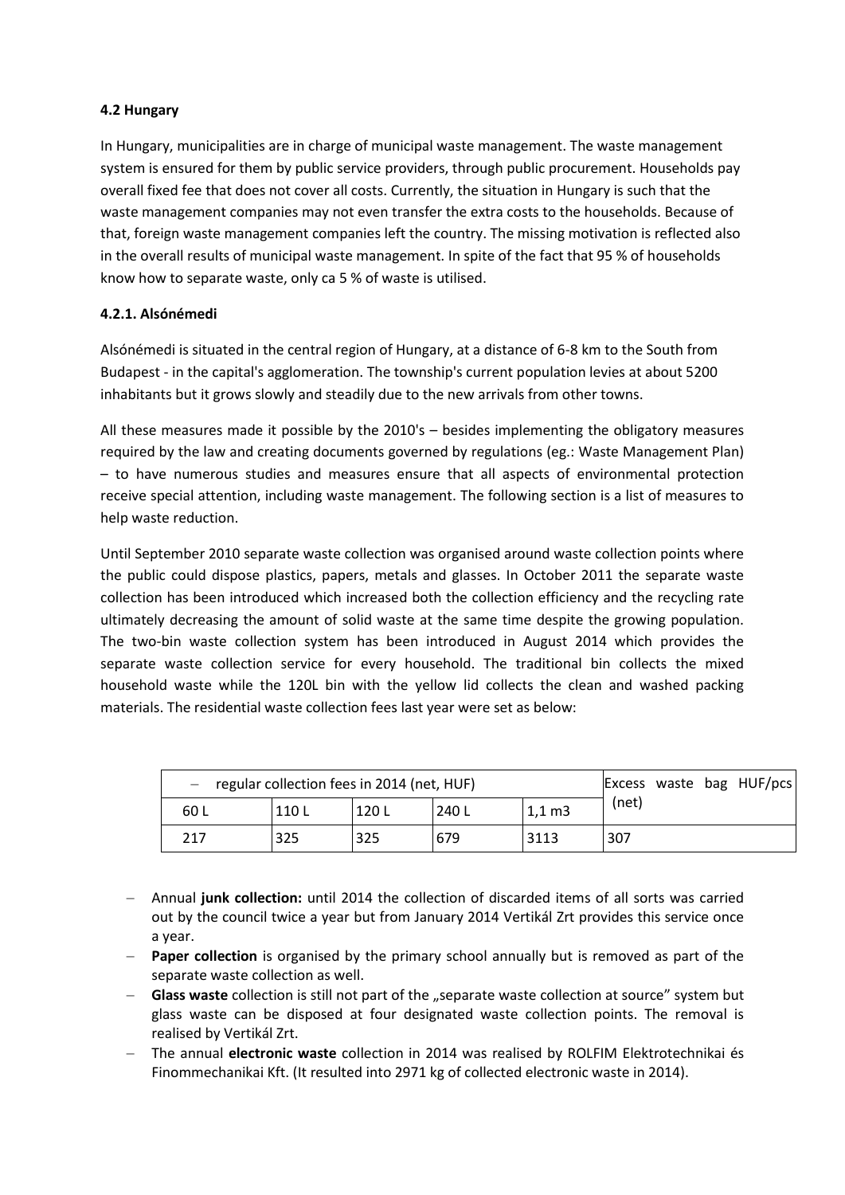**4.2 Hungary**

In Hungary, municipalities are in charge of municipal waste management. The waste management system is ensured for them by public service providers, through public procurement. Households pay overall fixed fee that does not cover all costs. Currently, the situation in Hungary is such that the waste management companies may not even transfer the extra costs to the households. Because of that, foreign waste management companies left the country. The missing motivation is reflected also in the overall results of municipal waste management. In spite of the fact that 95 % of households know how to separate waste, only ca 5 % of waste is utilised.

**4.2.1. Alsónémedi**

Alsónémedi is situated in the central region of Hungary, at a distance of 6-8 km to the South from Budapest - in the capital's agglomeration. The township's current population levies at about 5200 inhabitants but it grows slowly and steadily due to the new arrivals from other towns.

All these measures made it possible by the 2010's – besides implementing the obligatory measures required by the law and creating documents governed by regulations (eg.: Waste Management Plan) – to have numerous studies and measures ensure that all aspects of environmental protection receive special attention, including waste management. The following section is a list of measures to help waste reduction.

Until September 2010 separate waste collection was organised around waste collection points where the public could dispose plastics, papers, metals and glasses. In October 2011 the separate waste collection has been introduced which increased both the collection efficiency and the recycling rate ultimately decreasing the amount of solid waste at the same time despite the growing population. The two-bin waste collection system has been introduced in August 2014 which provides the separate waste collection service for every household. The traditional bin collects the mixed household waste while the 120L bin with the yellow lid collects the clean and washed packing materials. The residential waste collection fees last year were set as below:

| – regular collection fees in 2014 (net, HUF) | | | | | Excess waste bag HUF/pcs (net) |
|---|---|---|---|---|---|
| 60 L | 110 L | 120 L | 240 L | 1,1 m3 | |
| 217 | 325 | 325 | 679 | 3113 | 307 |

- Annual **junk collection:** until 2014 the collection of discarded items of all sorts was carried out by the council twice a year but from January 2014 Vertikál Zrt provides this service once a year.
- **Paper collection** is organised by the primary school annually but is removed as part of the separate waste collection as well.
- **Glass waste** collection is still not part of the „separate waste collection at source" system but glass waste can be disposed at four designated waste collection points. The removal is realised by Vertikál Zrt.
- The annual **electronic waste** collection in 2014 was realised by ROLFIM Elektrotechnikai és Finommechanikai Kft. (It resulted into 2971 kg of collected electronic waste in 2014).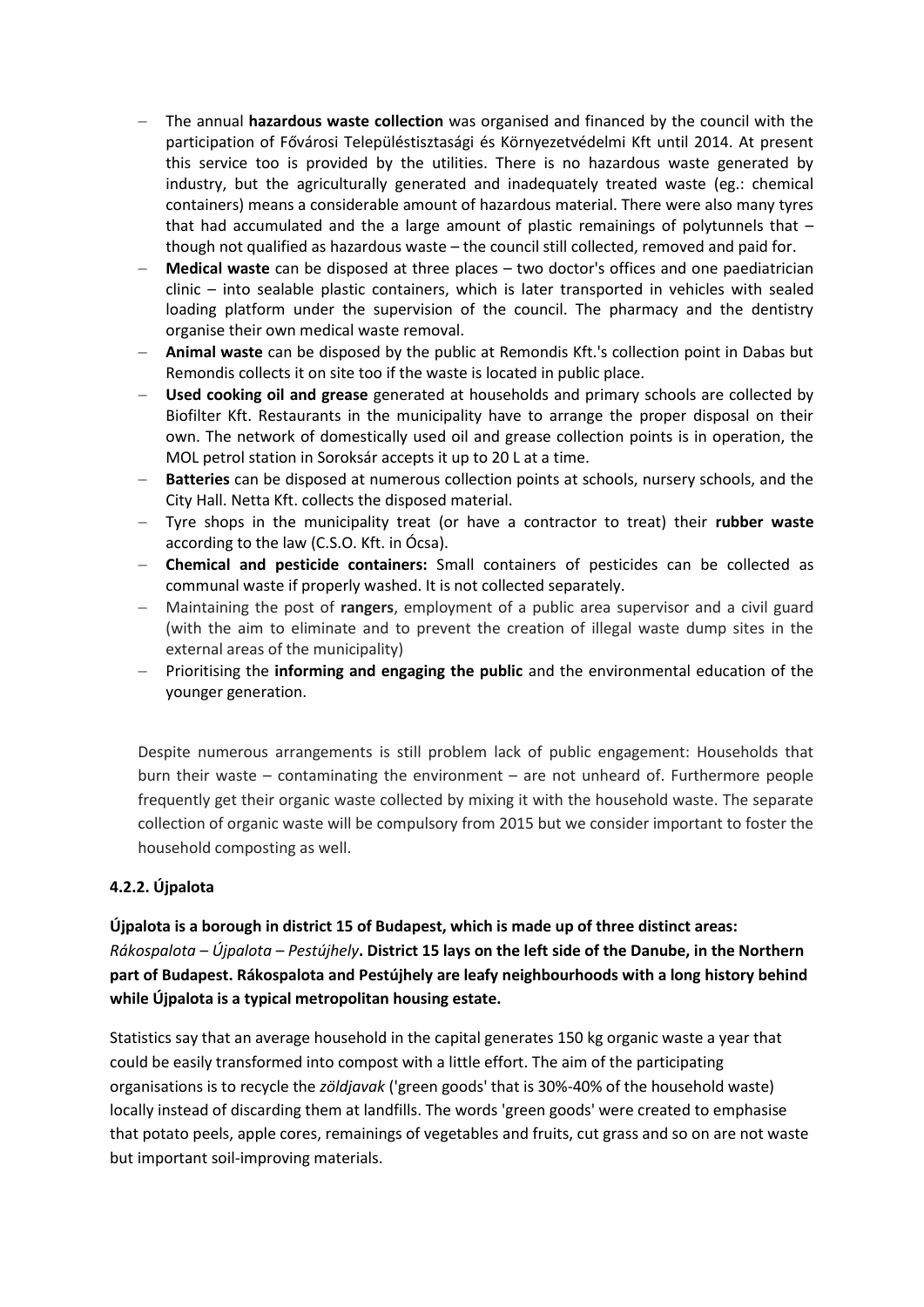- The annual **hazardous waste collection** was organised and financed by the council with the participation of Fővárosi Településtisztasági és Környezetvédelmi Kft until 2014. At present this service too is provided by the utilities. There is no hazardous waste generated by industry, but the agriculturally generated and inadequately treated waste (eg.: chemical containers) means a considerable amount of hazardous material. There were also many tyres that had accumulated and the a large amount of plastic remainings of polytunnels that – though not qualified as hazardous waste – the council still collected, removed and paid for.
- **Medical waste** can be disposed at three places – two doctor's offices and one paediatrician clinic – into sealable plastic containers, which is later transported in vehicles with sealed loading platform under the supervision of the council. The pharmacy and the dentistry organise their own medical waste removal.
- **Animal waste** can be disposed by the public at Remondis Kft.'s collection point in Dabas but Remondis collects it on site too if the waste is located in public place.
- **Used cooking oil and grease** generated at households and primary schools are collected by Biofilter Kft. Restaurants in the municipality have to arrange the proper disposal on their own. The network of domestically used oil and grease collection points is in operation, the MOL petrol station in Soroksár accepts it up to 20 L at a time.
- **Batteries** can be disposed at numerous collection points at schools, nursery schools, and the City Hall. Netta Kft. collects the disposed material.
- Tyre shops in the municipality treat (or have a contractor to treat) their **rubber waste** according to the law (C.S.O. Kft. in Ócsa).
- **Chemical and pesticide containers:** Small containers of pesticides can be collected as communal waste if properly washed. It is not collected separately.
- Maintaining the post of **rangers**, employment of a public area supervisor and a civil guard (with the aim to eliminate and to prevent the creation of illegal waste dump sites in the external areas of the municipality)
- Prioritising the **informing and engaging the public** and the environmental education of the younger generation.

Despite numerous arrangements is still problem lack of public engagement: Households that burn their waste – contaminating the environment – are not unheard of. Furthermore people frequently get their organic waste collected by mixing it with the household waste. The separate collection of organic waste will be compulsory from 2015 but we consider important to foster the household composting as well.

#### 4.2.2. Újpalota

**Újpalota is a borough in district 15 of Budapest, which is made up of three distinct areas:** ***Rákospalota – Újpalota – Pestújhely*****. District 15 lays on the left side of the Danube, in the Northern part of Budapest. Rákospalota and Pestújhely are leafy neighbourhoods with a long history behind while Újpalota is a typical metropolitan housing estate.**

Statistics say that an average household in the capital generates 150 kg organic waste a year that could be easily transformed into compost with a little effort. The aim of the participating organisations is to recycle the *zöldjavak* ('green goods' that is 30%-40% of the household waste) locally instead of discarding them at landfills. The words 'green goods' were created to emphasise that potato peels, apple cores, remainings of vegetables and fruits, cut grass and so on are not waste but important soil-improving materials.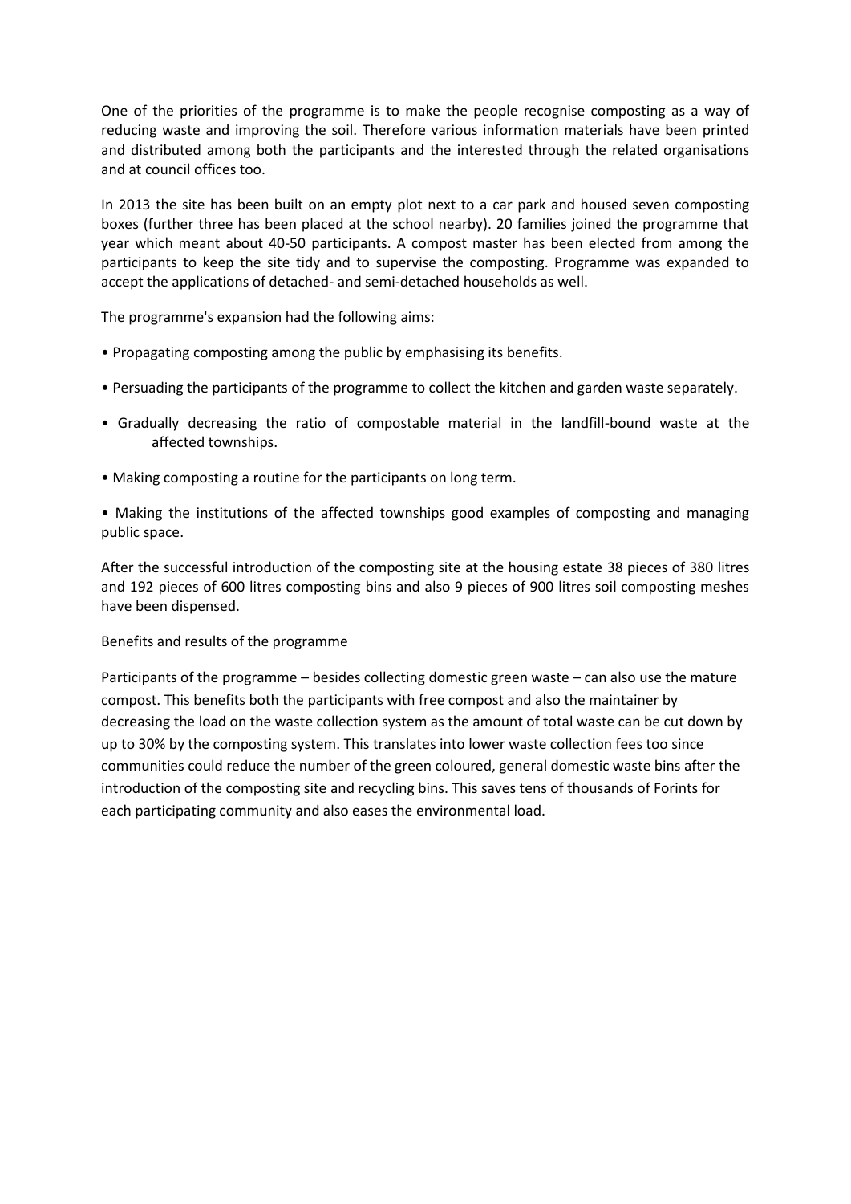One of the priorities of the programme is to make the people recognise composting as a way of reducing waste and improving the soil. Therefore various information materials have been printed and distributed among both the participants and the interested through the related organisations and at council offices too.

In 2013 the site has been built on an empty plot next to a car park and housed seven composting boxes (further three has been placed at the school nearby). 20 families joined the programme that year which meant about 40-50 participants. A compost master has been elected from among the participants to keep the site tidy and to supervise the composting. Programme was expanded to accept the applications of detached- and semi-detached households as well.

The programme's expansion had the following aims:

- Propagating composting among the public by emphasising its benefits.
- Persuading the participants of the programme to collect the kitchen and garden waste separately.
- Gradually decreasing the ratio of compostable material in the landfill-bound waste at the affected townships.
- Making composting a routine for the participants on long term.
- Making the institutions of the affected townships good examples of composting and managing public space.

After the successful introduction of the composting site at the housing estate 38 pieces of 380 litres and 192 pieces of 600 litres composting bins and also 9 pieces of 900 litres soil composting meshes have been dispensed.

Benefits and results of the programme

Participants of the programme – besides collecting domestic green waste – can also use the mature compost. This benefits both the participants with free compost and also the maintainer by decreasing the load on the waste collection system as the amount of total waste can be cut down by up to 30% by the composting system. This translates into lower waste collection fees too since communities could reduce the number of the green coloured, general domestic waste bins after the introduction of the composting site and recycling bins. This saves tens of thousands of Forints for each participating community and also eases the environmental load.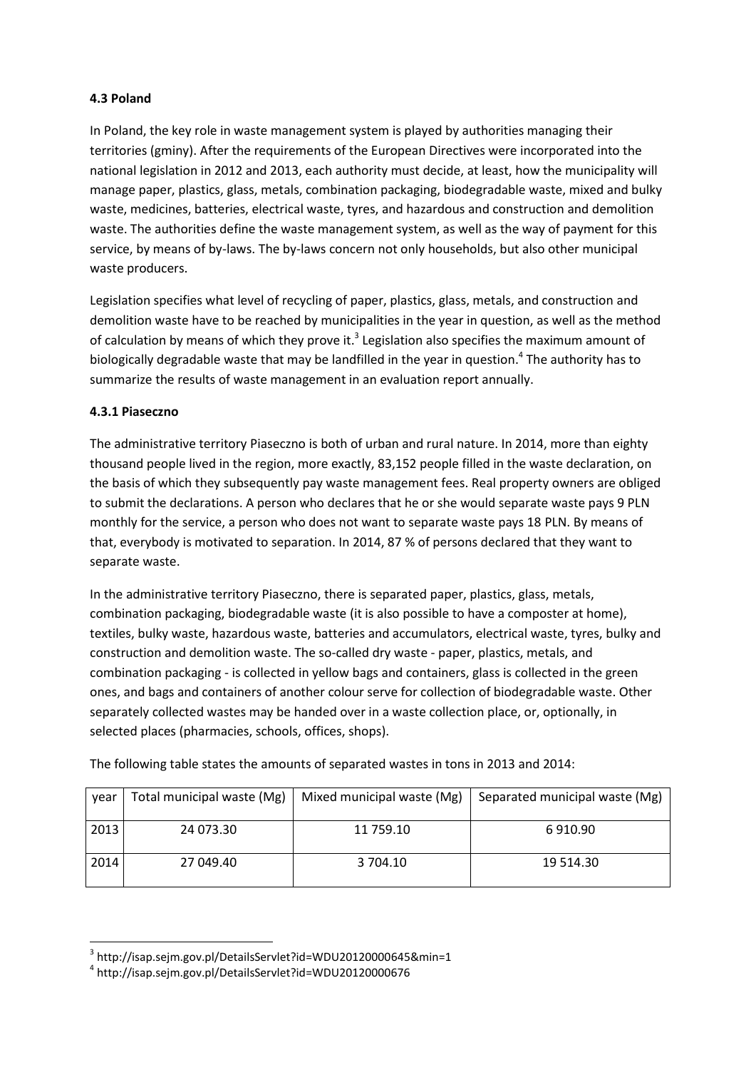### 4.3 Poland

In Poland, the key role in waste management system is played by authorities managing their territories (gminy). After the requirements of the European Directives were incorporated into the national legislation in 2012 and 2013, each authority must decide, at least, how the municipality will manage paper, plastics, glass, metals, combination packaging, biodegradable waste, mixed and bulky waste, medicines, batteries, electrical waste, tyres, and hazardous and construction and demolition waste. The authorities define the waste management system, as well as the way of payment for this service, by means of by-laws. The by-laws concern not only households, but also other municipal waste producers.

Legislation specifies what level of recycling of paper, plastics, glass, metals, and construction and demolition waste have to be reached by municipalities in the year in question, as well as the method of calculation by means of which they prove it.[3] Legislation also specifies the maximum amount of biologically degradable waste that may be landfilled in the year in question.[4] The authority has to summarize the results of waste management in an evaluation report annually.

#### 4.3.1 Piaseczno

The administrative territory Piaseczno is both of urban and rural nature. In 2014, more than eighty thousand people lived in the region, more exactly, 83,152 people filled in the waste declaration, on the basis of which they subsequently pay waste management fees. Real property owners are obliged to submit the declarations. A person who declares that he or she would separate waste pays 9 PLN monthly for the service, a person who does not want to separate waste pays 18 PLN. By means of that, everybody is motivated to separation. In 2014, 87 % of persons declared that they want to separate waste.

In the administrative territory Piaseczno, there is separated paper, plastics, glass, metals, combination packaging, biodegradable waste (it is also possible to have a composter at home), textiles, bulky waste, hazardous waste, batteries and accumulators, electrical waste, tyres, bulky and construction and demolition waste. The so-called dry waste - paper, plastics, metals, and combination packaging - is collected in yellow bags and containers, glass is collected in the green ones, and bags and containers of another colour serve for collection of biodegradable waste. Other separately collected wastes may be handed over in a waste collection place, or, optionally, in selected places (pharmacies, schools, offices, shops).

The following table states the amounts of separated wastes in tons in 2013 and 2014:

| year | Total municipal waste (Mg) | Mixed municipal waste (Mg) | Separated municipal waste (Mg) |
|---|---|---|---|
| 2013 | 24 073.30 | 11 759.10 | 6 910.90 |
| 2014 | 27 049.40 | 3 704.10 | 19 514.30 |

[3] http://isap.sejm.gov.pl/DetailsServlet?id=WDU20120000645&min=1

[4] http://isap.sejm.gov.pl/DetailsServlet?id=WDU20120000676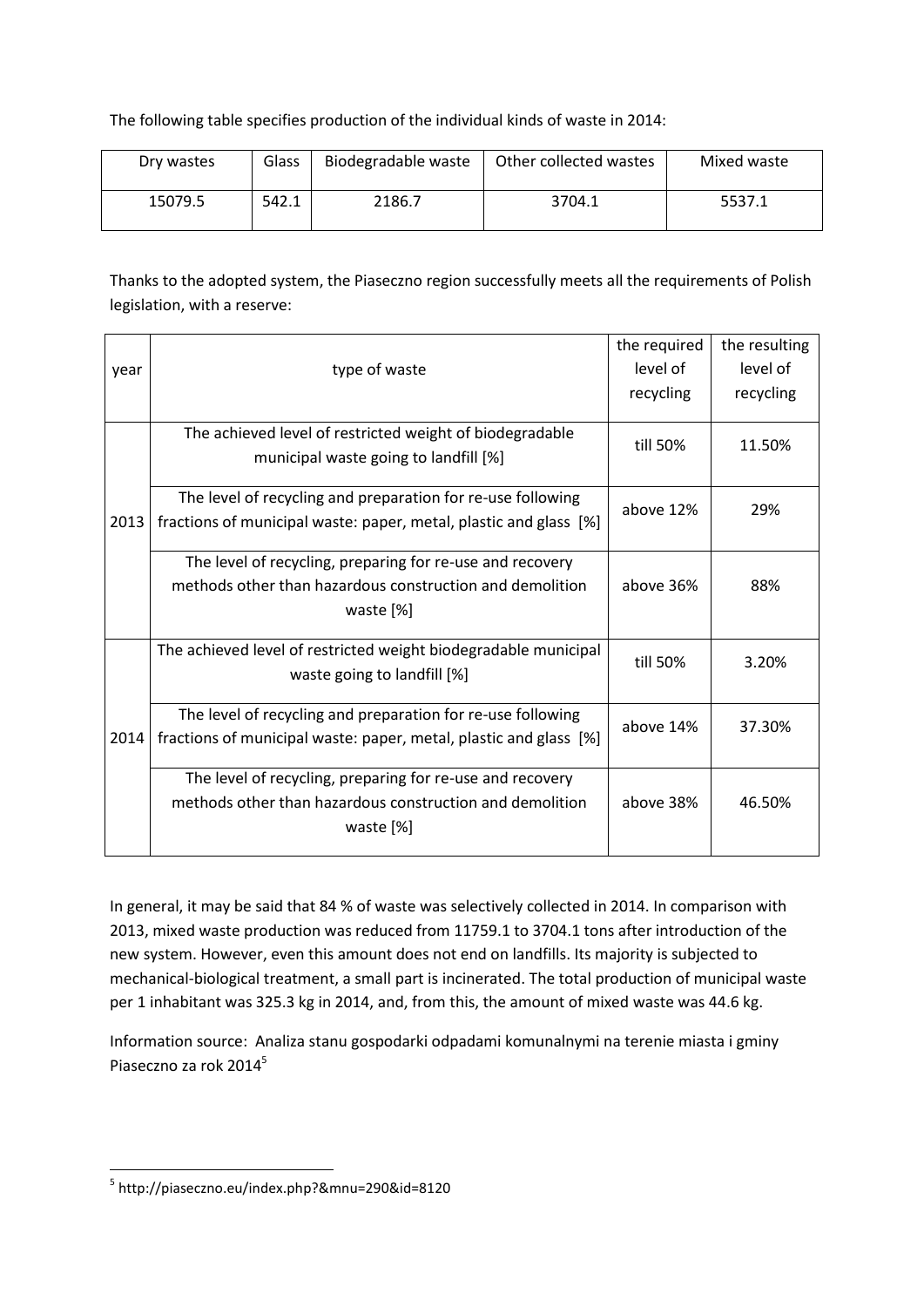The following table specifies production of the individual kinds of waste in 2014:

| Dry wastes | Glass | Biodegradable waste | Other collected wastes | Mixed waste |
|---|---|---|---|---|
| 15079.5 | 542.1 | 2186.7 | 3704.1 | 5537.1 |

Thanks to the adopted system, the Piaseczno region successfully meets all the requirements of Polish legislation, with a reserve:

| year | type of waste | the required level of recycling | the resulting level of recycling |
|---|---|---|---|
| 2013 | The achieved level of restricted weight of biodegradable municipal waste going to landfill [%] | till 50% | 11.50% |
| | The level of recycling and preparation for re-use following fractions of municipal waste: paper, metal, plastic and glass [%] | above 12% | 29% |
| | The level of recycling, preparing for re-use and recovery methods other than hazardous construction and demolition waste [%] | above 36% | 88% |
| 2014 | The achieved level of restricted weight biodegradable municipal waste going to landfill [%] | till 50% | 3.20% |
| | The level of recycling and preparation for re-use following fractions of municipal waste: paper, metal, plastic and glass [%] | above 14% | 37.30% |
| | The level of recycling, preparing for re-use and recovery methods other than hazardous construction and demolition waste [%] | above 38% | 46.50% |

In general, it may be said that 84 % of waste was selectively collected in 2014. In comparison with 2013, mixed waste production was reduced from 11759.1 to 3704.1 tons after introduction of the new system. However, even this amount does not end on landfills. Its majority is subjected to mechanical-biological treatment, a small part is incinerated. The total production of municipal waste per 1 inhabitant was 325.3 kg in 2014, and, from this, the amount of mixed waste was 44.6 kg.

Information source: Analiza stanu gospodarki odpadami komunalnymi na terenie miasta i gminy Piaseczno za rok 2014[5]

[5] http://piaseczno.eu/index.php?&mnu=290&id=8120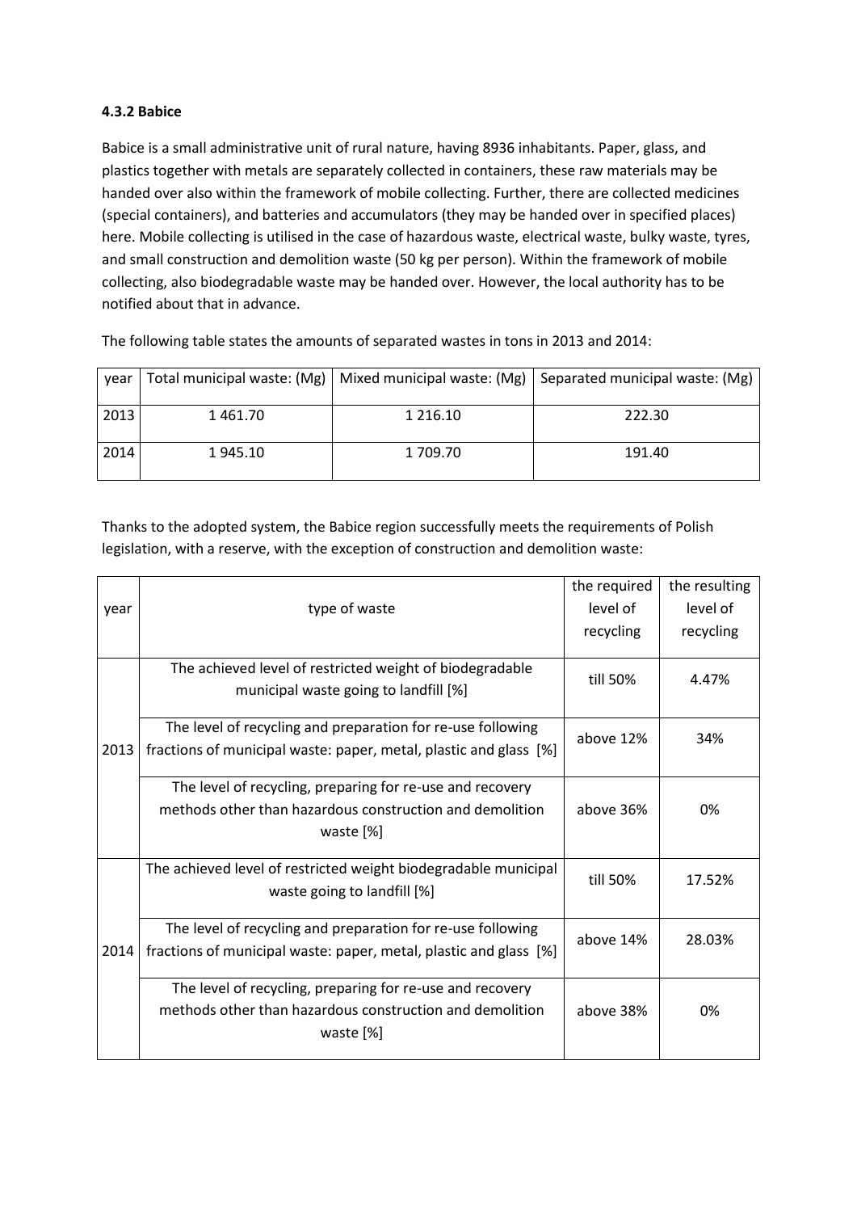### 4.3.2 Babice

Babice is a small administrative unit of rural nature, having 8936 inhabitants. Paper, glass, and plastics together with metals are separately collected in containers, these raw materials may be handed over also within the framework of mobile collecting. Further, there are collected medicines (special containers), and batteries and accumulators (they may be handed over in specified places) here. Mobile collecting is utilised in the case of hazardous waste, electrical waste, bulky waste, tyres, and small construction and demolition waste (50 kg per person). Within the framework of mobile collecting, also biodegradable waste may be handed over. However, the local authority has to be notified about that in advance.

The following table states the amounts of separated wastes in tons in 2013 and 2014:

| year | Total municipal waste: (Mg) | Mixed municipal waste: (Mg) | Separated municipal waste: (Mg) |
|---|---|---|---|
| 2013 | 1 461.70 | 1 216.10 | 222.30 |
| 2014 | 1 945.10 | 1 709.70 | 191.40 |

Thanks to the adopted system, the Babice region successfully meets the requirements of Polish legislation, with a reserve, with the exception of construction and demolition waste:

| year | type of waste | the required level of recycling | the resulting level of recycling |
|---|---|---|---|
| 2013 | The achieved level of restricted weight of biodegradable municipal waste going to landfill [%] | till 50% | 4.47% |
| | The level of recycling and preparation for re-use following fractions of municipal waste: paper, metal, plastic and glass [%] | above 12% | 34% |
| | The level of recycling, preparing for re-use and recovery methods other than hazardous construction and demolition waste [%] | above 36% | 0% |
| 2014 | The achieved level of restricted weight biodegradable municipal waste going to landfill [%] | till 50% | 17.52% |
| | The level of recycling and preparation for re-use following fractions of municipal waste: paper, metal, plastic and glass [%] | above 14% | 28.03% |
| | The level of recycling, preparing for re-use and recovery methods other than hazardous construction and demolition waste [%] | above 38% | 0% |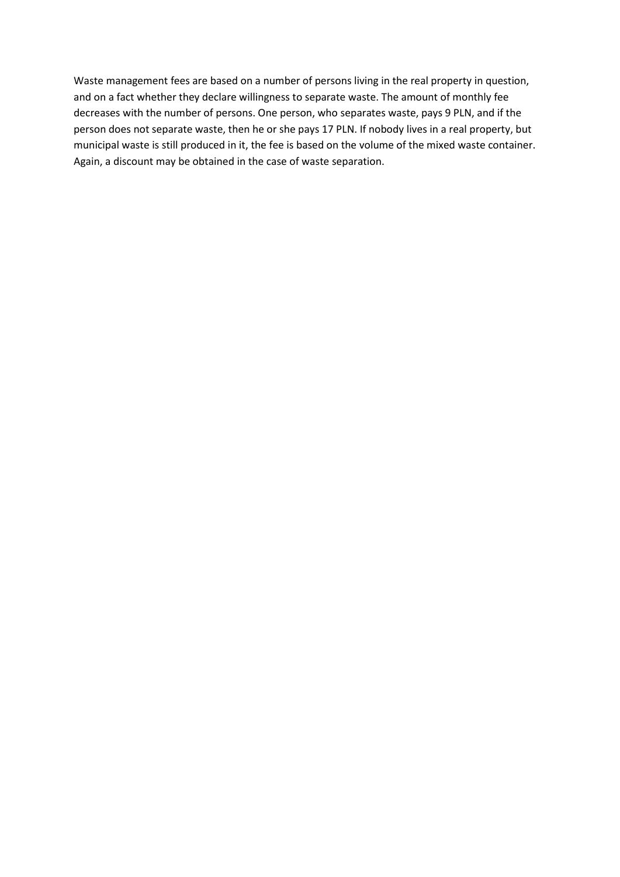Waste management fees are based on a number of persons living in the real property in question, and on a fact whether they declare willingness to separate waste. The amount of monthly fee decreases with the number of persons. One person, who separates waste, pays 9 PLN, and if the person does not separate waste, then he or she pays 17 PLN. If nobody lives in a real property, but municipal waste is still produced in it, the fee is based on the volume of the mixed waste container. Again, a discount may be obtained in the case of waste separation.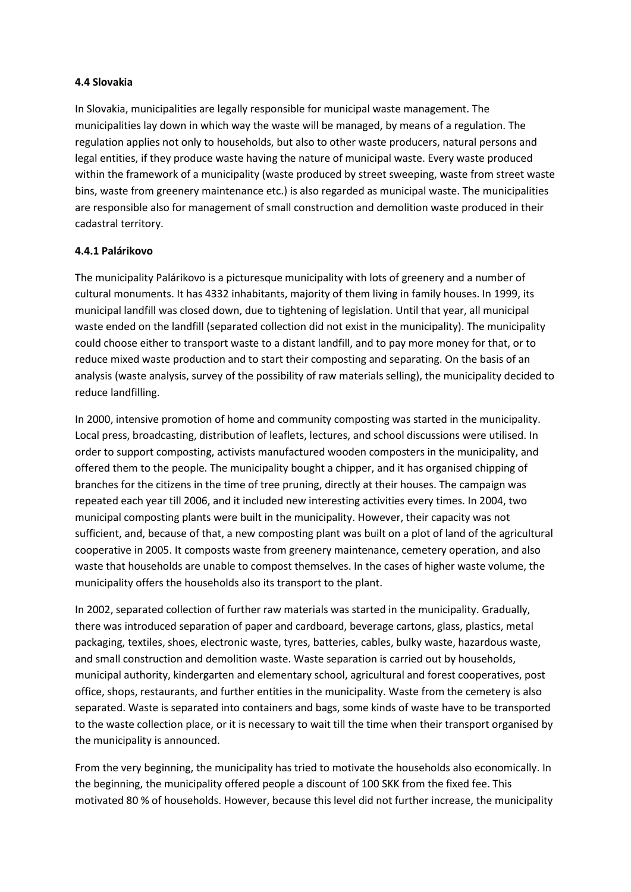**4.4 Slovakia**

In Slovakia, municipalities are legally responsible for municipal waste management. The municipalities lay down in which way the waste will be managed, by means of a regulation. The regulation applies not only to households, but also to other waste producers, natural persons and legal entities, if they produce waste having the nature of municipal waste. Every waste produced within the framework of a municipality (waste produced by street sweeping, waste from street waste bins, waste from greenery maintenance etc.) is also regarded as municipal waste. The municipalities are responsible also for management of small construction and demolition waste produced in their cadastral territory.

**4.4.1 Palárikovo**

The municipality Palárikovo is a picturesque municipality with lots of greenery and a number of cultural monuments. It has 4332 inhabitants, majority of them living in family houses. In 1999, its municipal landfill was closed down, due to tightening of legislation. Until that year, all municipal waste ended on the landfill (separated collection did not exist in the municipality). The municipality could choose either to transport waste to a distant landfill, and to pay more money for that, or to reduce mixed waste production and to start their composting and separating. On the basis of an analysis (waste analysis, survey of the possibility of raw materials selling), the municipality decided to reduce landfilling.

In 2000, intensive promotion of home and community composting was started in the municipality. Local press, broadcasting, distribution of leaflets, lectures, and school discussions were utilised. In order to support composting, activists manufactured wooden composters in the municipality, and offered them to the people. The municipality bought a chipper, and it has organised chipping of branches for the citizens in the time of tree pruning, directly at their houses. The campaign was repeated each year till 2006, and it included new interesting activities every times. In 2004, two municipal composting plants were built in the municipality. However, their capacity was not sufficient, and, because of that, a new composting plant was built on a plot of land of the agricultural cooperative in 2005. It composts waste from greenery maintenance, cemetery operation, and also waste that households are unable to compost themselves. In the cases of higher waste volume, the municipality offers the households also its transport to the plant.

In 2002, separated collection of further raw materials was started in the municipality. Gradually, there was introduced separation of paper and cardboard, beverage cartons, glass, plastics, metal packaging, textiles, shoes, electronic waste, tyres, batteries, cables, bulky waste, hazardous waste, and small construction and demolition waste. Waste separation is carried out by households, municipal authority, kindergarten and elementary school, agricultural and forest cooperatives, post office, shops, restaurants, and further entities in the municipality. Waste from the cemetery is also separated. Waste is separated into containers and bags, some kinds of waste have to be transported to the waste collection place, or it is necessary to wait till the time when their transport organised by the municipality is announced.

From the very beginning, the municipality has tried to motivate the households also economically. In the beginning, the municipality offered people a discount of 100 SKK from the fixed fee. This motivated 80 % of households. However, because this level did not further increase, the municipality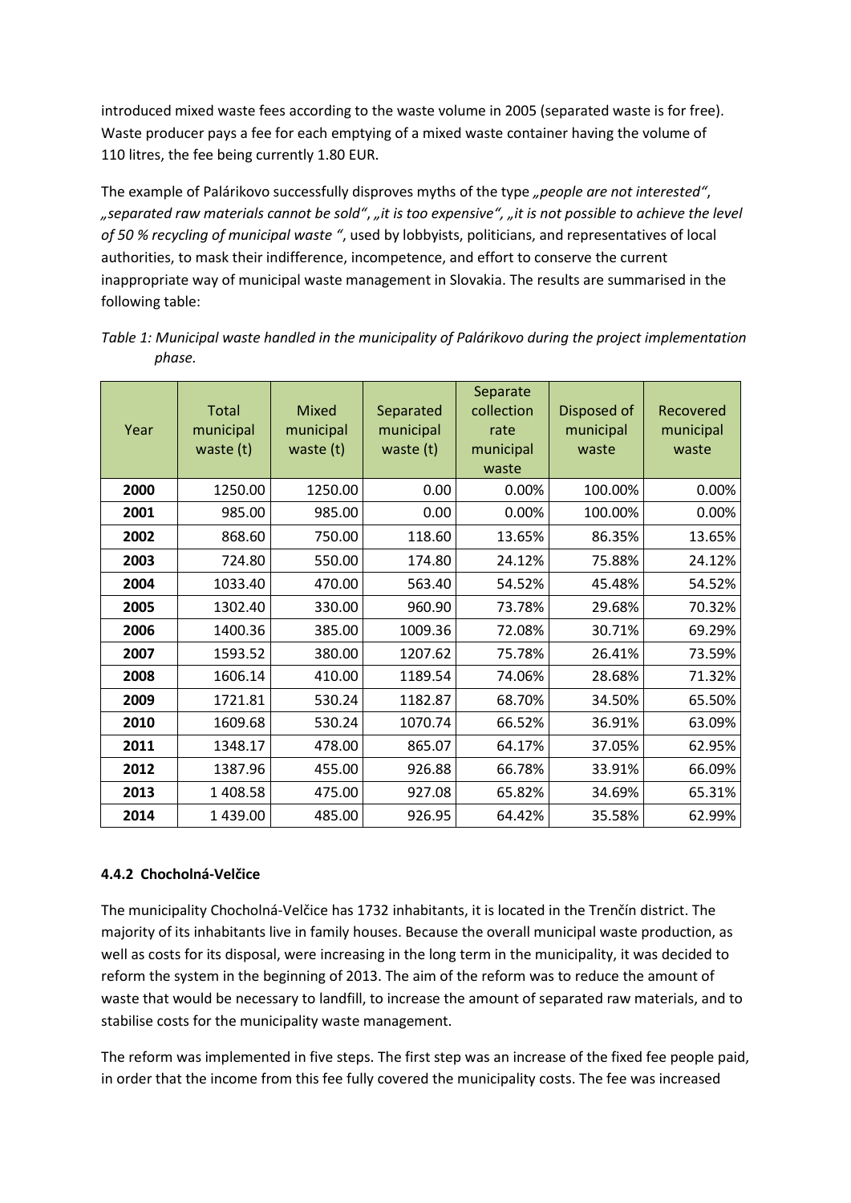introduced mixed waste fees according to the waste volume in 2005 (separated waste is for free). Waste producer pays a fee for each emptying of a mixed waste container having the volume of 110 litres, the fee being currently 1.80 EUR.

The example of Palárikovo successfully disproves myths of the type *„people are not interested"*, *„separated raw materials cannot be sold"*, *„it is too expensive"*, *„it is not possible to achieve the level of 50 % recycling of municipal waste "*, used by lobbyists, politicians, and representatives of local authorities, to mask their indifference, incompetence, and effort to conserve the current inappropriate way of municipal waste management in Slovakia. The results are summarised in the following table:

*Table 1: Municipal waste handled in the municipality of Palárikovo during the project implementation phase.*

| Year | Total municipal waste (t) | Mixed municipal waste (t) | Separated municipal waste (t) | Separate collection rate municipal waste | Disposed of municipal waste | Recovered municipal waste |
|---|---|---|---|---|---|---|
| **2000** | 1250.00 | 1250.00 | 0.00 | 0.00% | 100.00% | 0.00% |
| **2001** | 985.00 | 985.00 | 0.00 | 0.00% | 100.00% | 0.00% |
| **2002** | 868.60 | 750.00 | 118.60 | 13.65% | 86.35% | 13.65% |
| **2003** | 724.80 | 550.00 | 174.80 | 24.12% | 75.88% | 24.12% |
| **2004** | 1033.40 | 470.00 | 563.40 | 54.52% | 45.48% | 54.52% |
| **2005** | 1302.40 | 330.00 | 960.90 | 73.78% | 29.68% | 70.32% |
| **2006** | 1400.36 | 385.00 | 1009.36 | 72.08% | 30.71% | 69.29% |
| **2007** | 1593.52 | 380.00 | 1207.62 | 75.78% | 26.41% | 73.59% |
| **2008** | 1606.14 | 410.00 | 1189.54 | 74.06% | 28.68% | 71.32% |
| **2009** | 1721.81 | 530.24 | 1182.87 | 68.70% | 34.50% | 65.50% |
| **2010** | 1609.68 | 530.24 | 1070.74 | 66.52% | 36.91% | 63.09% |
| **2011** | 1348.17 | 478.00 | 865.07 | 64.17% | 37.05% | 62.95% |
| **2012** | 1387.96 | 455.00 | 926.88 | 66.78% | 33.91% | 66.09% |
| **2013** | 1 408.58 | 475.00 | 927.08 | 65.82% | 34.69% | 65.31% |
| **2014** | 1 439.00 | 485.00 | 926.95 | 64.42% | 35.58% | 62.99% |

#### 4.4.2 Chocholná-Velčice

The municipality Chocholná-Velčice has 1732 inhabitants, it is located in the Trenčín district. The majority of its inhabitants live in family houses. Because the overall municipal waste production, as well as costs for its disposal, were increasing in the long term in the municipality, it was decided to reform the system in the beginning of 2013. The aim of the reform was to reduce the amount of waste that would be necessary to landfill, to increase the amount of separated raw materials, and to stabilise costs for the municipality waste management.

The reform was implemented in five steps. The first step was an increase of the fixed fee people paid, in order that the income from this fee fully covered the municipality costs. The fee was increased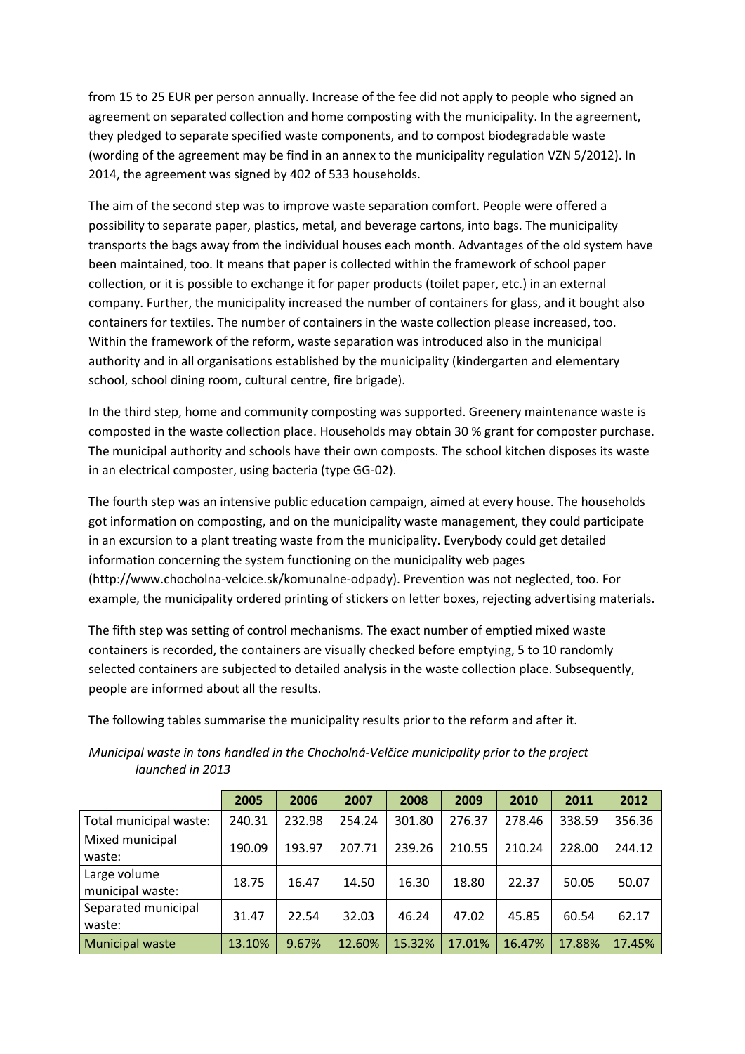from 15 to 25 EUR per person annually. Increase of the fee did not apply to people who signed an agreement on separated collection and home composting with the municipality. In the agreement, they pledged to separate specified waste components, and to compost biodegradable waste (wording of the agreement may be find in an annex to the municipality regulation VZN 5/2012). In 2014, the agreement was signed by 402 of 533 households.

The aim of the second step was to improve waste separation comfort. People were offered a possibility to separate paper, plastics, metal, and beverage cartons, into bags. The municipality transports the bags away from the individual houses each month. Advantages of the old system have been maintained, too. It means that paper is collected within the framework of school paper collection, or it is possible to exchange it for paper products (toilet paper, etc.) in an external company. Further, the municipality increased the number of containers for glass, and it bought also containers for textiles. The number of containers in the waste collection please increased, too. Within the framework of the reform, waste separation was introduced also in the municipal authority and in all organisations established by the municipality (kindergarten and elementary school, school dining room, cultural centre, fire brigade).

In the third step, home and community composting was supported. Greenery maintenance waste is composted in the waste collection place. Households may obtain 30 % grant for composter purchase. The municipal authority and schools have their own composts. The school kitchen disposes its waste in an electrical composter, using bacteria (type GG-02).

The fourth step was an intensive public education campaign, aimed at every house. The households got information on composting, and on the municipality waste management, they could participate in an excursion to a plant treating waste from the municipality. Everybody could get detailed information concerning the system functioning on the municipality web pages (http://www.chocholna-velcice.sk/komunalne-odpady). Prevention was not neglected, too. For example, the municipality ordered printing of stickers on letter boxes, rejecting advertising materials.

The fifth step was setting of control mechanisms. The exact number of emptied mixed waste containers is recorded, the containers are visually checked before emptying, 5 to 10 randomly selected containers are subjected to detailed analysis in the waste collection place. Subsequently, people are informed about all the results.

The following tables summarise the municipality results prior to the reform and after it.

*Municipal waste in tons handled in the Chocholná-Velčice municipality prior to the project launched in 2013*

| | 2005 | 2006 | 2007 | 2008 | 2009 | 2010 | 2011 | 2012 |
|---|---|---|---|---|---|---|---|---|
| Total municipal waste: | 240.31 | 232.98 | 254.24 | 301.80 | 276.37 | 278.46 | 338.59 | 356.36 |
| Mixed municipal waste: | 190.09 | 193.97 | 207.71 | 239.26 | 210.55 | 210.24 | 228.00 | 244.12 |
| Large volume municipal waste: | 18.75 | 16.47 | 14.50 | 16.30 | 18.80 | 22.37 | 50.05 | 50.07 |
| Separated municipal waste: | 31.47 | 22.54 | 32.03 | 46.24 | 47.02 | 45.85 | 60.54 | 62.17 |
| Municipal waste | 13.10% | 9.67% | 12.60% | 15.32% | 17.01% | 16.47% | 17.88% | 17.45% |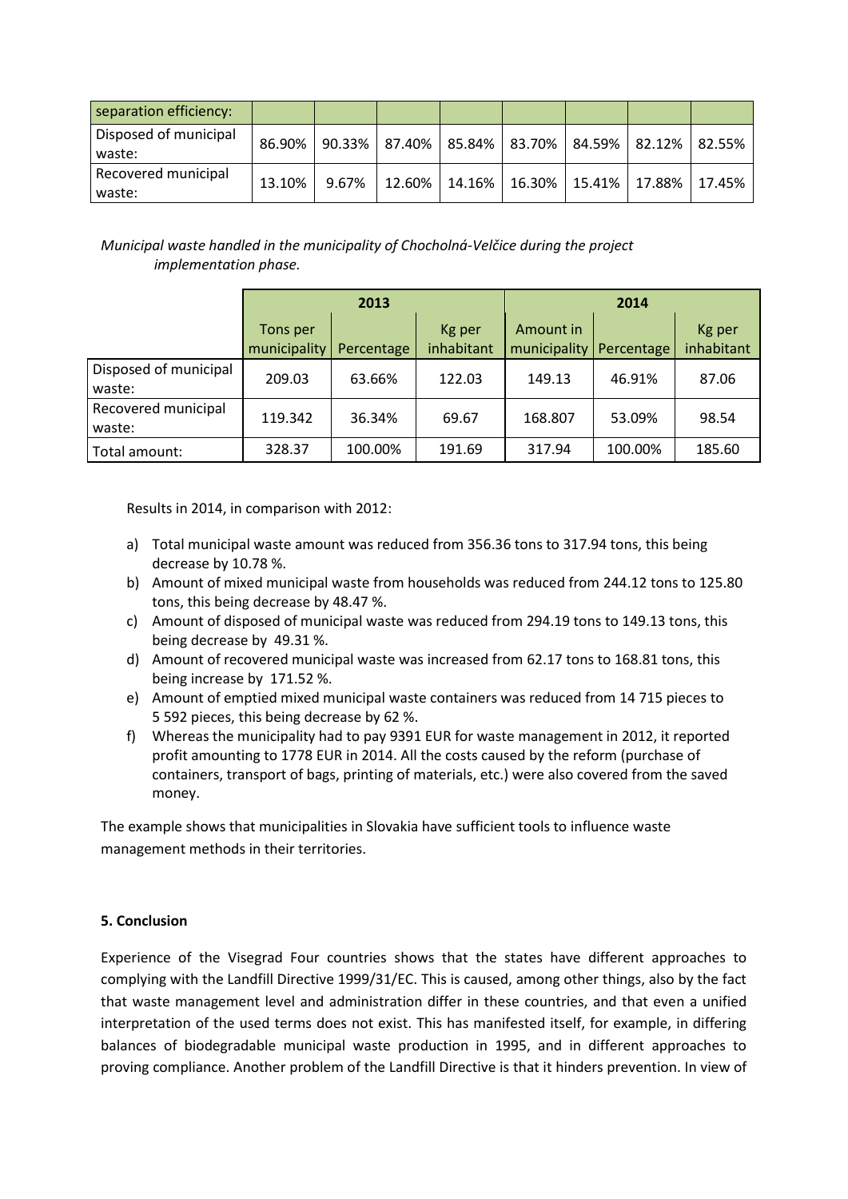| separation efficiency: | | | | | | | | |
|---|---|---|---|---|---|---|---|---|
| Disposed of municipal waste: | 86.90% | 90.33% | 87.40% | 85.84% | 83.70% | 84.59% | 82.12% | 82.55% |
| Recovered municipal waste: | 13.10% | 9.67% | 12.60% | 14.16% | 16.30% | 15.41% | 17.88% | 17.45% |

*Municipal waste handled in the municipality of Chocholná-Velčice during the project implementation phase.*

| | 2013 | | | 2014 | | |
|---|---|---|---|---|---|---|
| | Tons per municipality | Percentage | Kg per inhabitant | Amount in municipality | Percentage | Kg per inhabitant |
| Disposed of municipal waste: | 209.03 | 63.66% | 122.03 | 149.13 | 46.91% | 87.06 |
| Recovered municipal waste: | 119.342 | 36.34% | 69.67 | 168.807 | 53.09% | 98.54 |
| Total amount: | 328.37 | 100.00% | 191.69 | 317.94 | 100.00% | 185.60 |

Results in 2014, in comparison with 2012:

a) Total municipal waste amount was reduced from 356.36 tons to 317.94 tons, this being decrease by 10.78 %.
b) Amount of mixed municipal waste from households was reduced from 244.12 tons to 125.80 tons, this being decrease by 48.47 %.
c) Amount of disposed of municipal waste was reduced from 294.19 tons to 149.13 tons, this being decrease by 49.31 %.
d) Amount of recovered municipal waste was increased from 62.17 tons to 168.81 tons, this being increase by 171.52 %.
e) Amount of emptied mixed municipal waste containers was reduced from 14 715 pieces to 5 592 pieces, this being decrease by 62 %.
f) Whereas the municipality had to pay 9391 EUR for waste management in 2012, it reported profit amounting to 1778 EUR in 2014. All the costs caused by the reform (purchase of containers, transport of bags, printing of materials, etc.) were also covered from the saved money.

The example shows that municipalities in Slovakia have sufficient tools to influence waste management methods in their territories.

**5. Conclusion**

Experience of the Visegrad Four countries shows that the states have different approaches to complying with the Landfill Directive 1999/31/EC. This is caused, among other things, also by the fact that waste management level and administration differ in these countries, and that even a unified interpretation of the used terms does not exist. This has manifested itself, for example, in differing balances of biodegradable municipal waste production in 1995, and in different approaches to proving compliance. Another problem of the Landfill Directive is that it hinders prevention. In view of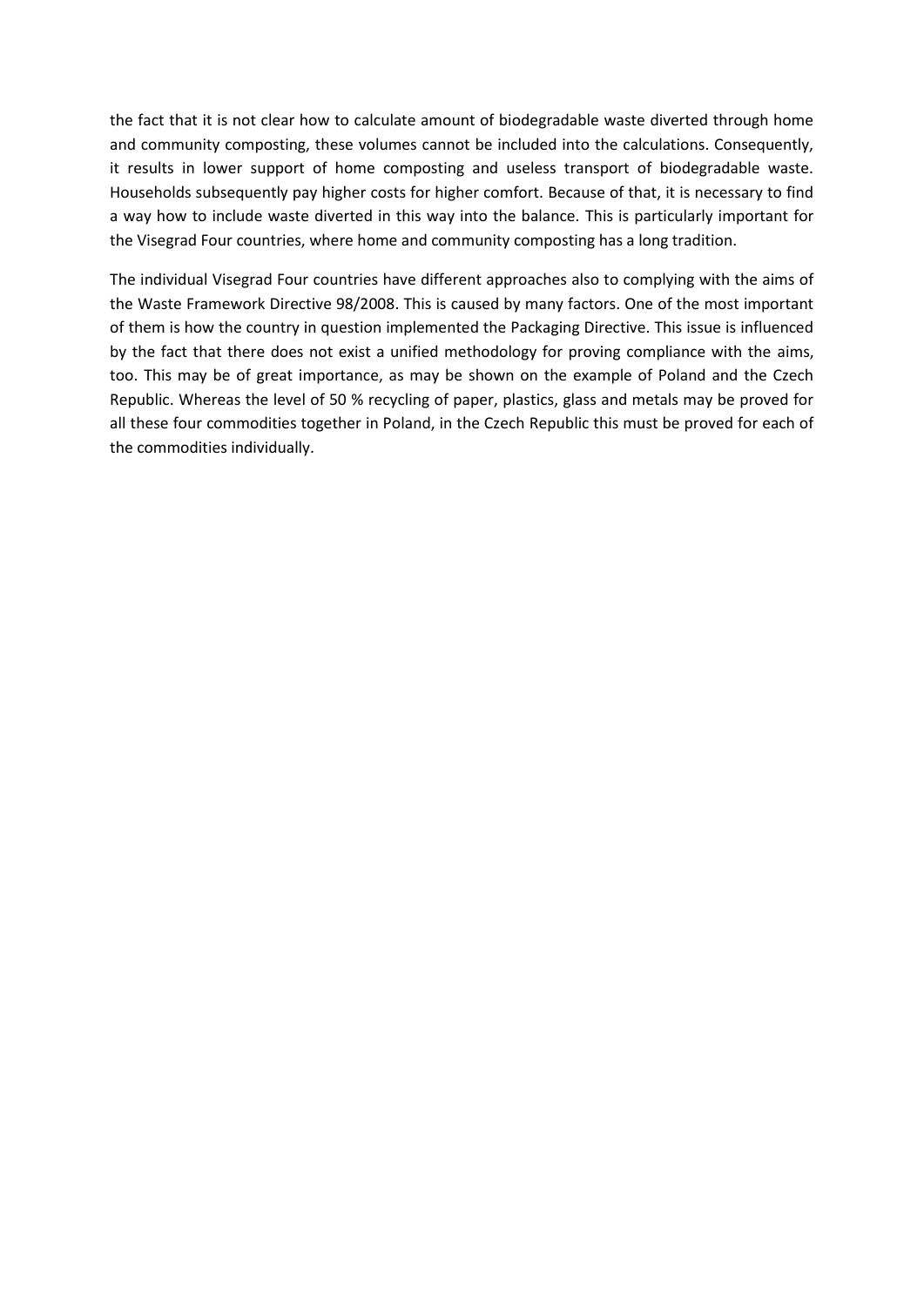the fact that it is not clear how to calculate amount of biodegradable waste diverted through home and community composting, these volumes cannot be included into the calculations. Consequently, it results in lower support of home composting and useless transport of biodegradable waste. Households subsequently pay higher costs for higher comfort. Because of that, it is necessary to find a way how to include waste diverted in this way into the balance. This is particularly important for the Visegrad Four countries, where home and community composting has a long tradition.

The individual Visegrad Four countries have different approaches also to complying with the aims of the Waste Framework Directive 98/2008. This is caused by many factors. One of the most important of them is how the country in question implemented the Packaging Directive. This issue is influenced by the fact that there does not exist a unified methodology for proving compliance with the aims, too. This may be of great importance, as may be shown on the example of Poland and the Czech Republic. Whereas the level of 50 % recycling of paper, plastics, glass and metals may be proved for all these four commodities together in Poland, in the Czech Republic this must be proved for each of the commodities individually.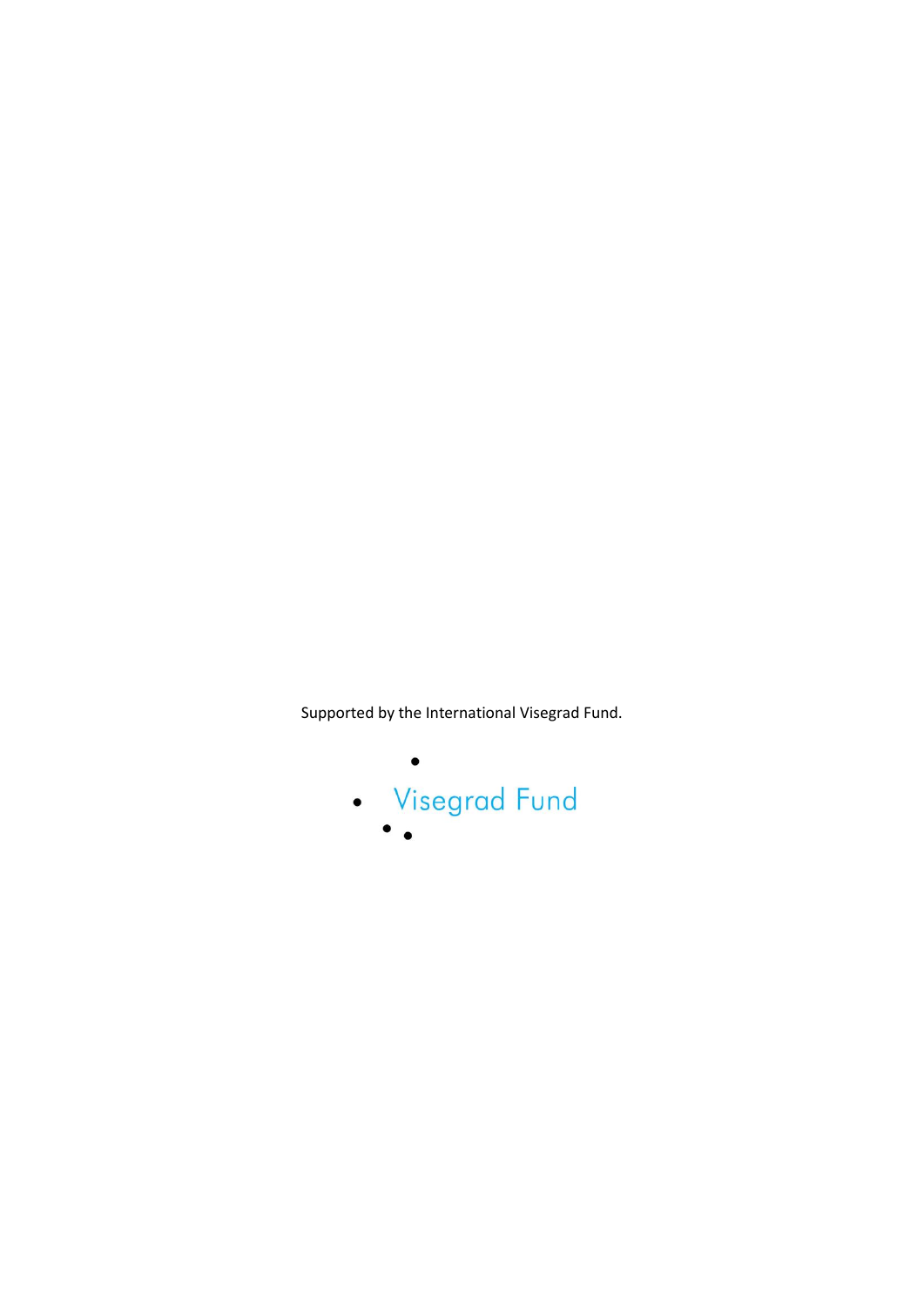Supported by the International Visegrad Fund.

Visegrad Fund